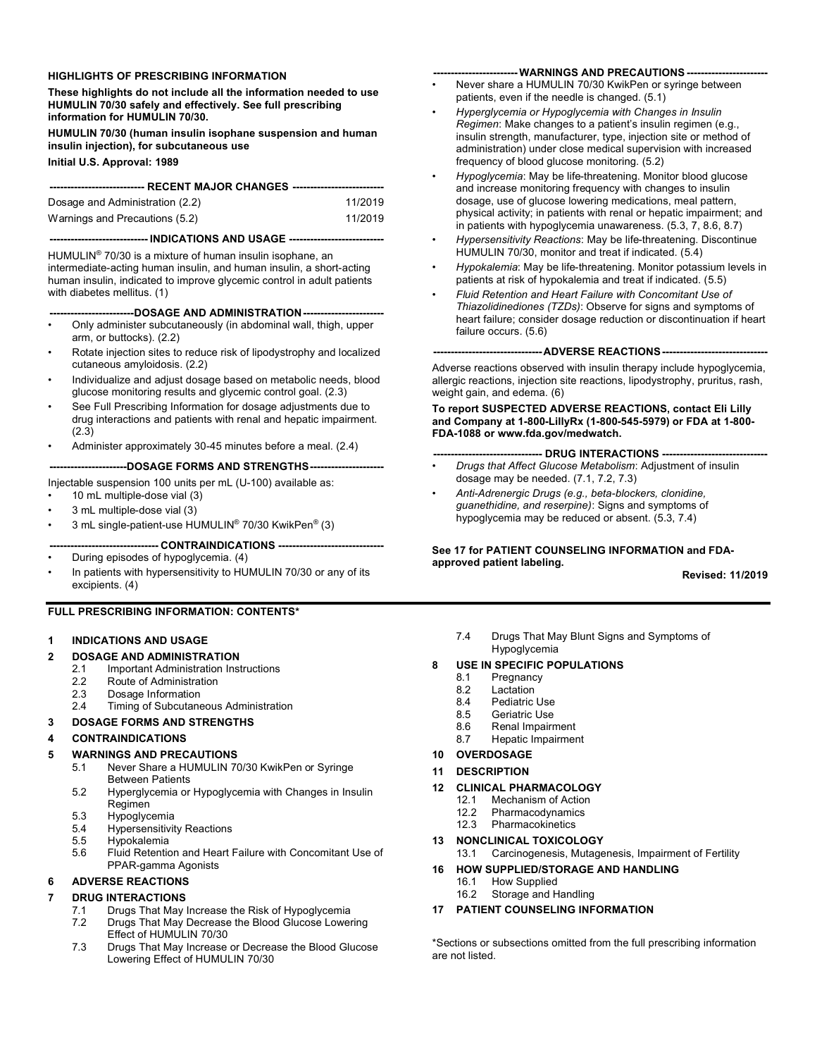## HIGHLIGHTS OF PRESCRIBING INFORMATION

**These highlights do not include all the information needed to use HUMULIN 70/30 safely and effectively. See full prescribing information for HUMULIN 70/30.**

**HUMULIN 70/30 (human insulin isophane suspension and human insulin injection), for subcutaneous use**

**Initial U.S. Approval: 1989**

### RECENT MAJOR CHANGES

| | |
|---|---|
| Dosage and Administration (2.2) | 11/2019 |
| Warnings and Precautions (5.2) | 11/2019 |

### INDICATIONS AND USAGE

HUMULIN® 70/30 is a mixture of human insulin isophane, an intermediate-acting human insulin, and human insulin, a short-acting human insulin, indicated to improve glycemic control in adult patients with diabetes mellitus. (1)

### DOSAGE AND ADMINISTRATION

- Only administer subcutaneously (in abdominal wall, thigh, upper arm, or buttocks). (2.2)
- Rotate injection sites to reduce risk of lipodystrophy and localized cutaneous amyloidosis. (2.2)
- Individualize and adjust dosage based on metabolic needs, blood glucose monitoring results and glycemic control goal. (2.3)
- See Full Prescribing Information for dosage adjustments due to drug interactions and patients with renal and hepatic impairment. (2.3)
- Administer approximately 30-45 minutes before a meal. (2.4)

### DOSAGE FORMS AND STRENGTHS

Injectable suspension 100 units per mL (U-100) available as:

- 10 mL multiple-dose vial (3)
- 3 mL multiple-dose vial (3)
- 3 mL single-patient-use HUMULIN® 70/30 KwikPen® (3)

### CONTRAINDICATIONS

- During episodes of hypoglycemia. (4)
- In patients with hypersensitivity to HUMULIN 70/30 or any of its excipients. (4)

### WARNINGS AND PRECAUTIONS

- Never share a HUMULIN 70/30 KwikPen or syringe between patients, even if the needle is changed. (5.1)
- *Hyperglycemia or Hypoglycemia with Changes in Insulin Regimen*: Make changes to a patient's insulin regimen (e.g., insulin strength, manufacturer, type, injection site or method of administration) under close medical supervision with increased frequency of blood glucose monitoring. (5.2)
- *Hypoglycemia*: May be life-threatening. Monitor blood glucose and increase monitoring frequency with changes to insulin dosage, use of glucose lowering medications, meal pattern, physical activity; in patients with renal or hepatic impairment; and in patients with hypoglycemia unawareness. (5.3, 7, 8.6, 8.7)
- *Hypersensitivity Reactions*: May be life-threatening. Discontinue HUMULIN 70/30, monitor and treat if indicated. (5.4)
- *Hypokalemia*: May be life-threatening. Monitor potassium levels in patients at risk of hypokalemia and treat if indicated. (5.5)
- *Fluid Retention and Heart Failure with Concomitant Use of Thiazolidinediones (TZDs)*: Observe for signs and symptoms of heart failure; consider dosage reduction or discontinuation if heart failure occurs. (5.6)

### ADVERSE REACTIONS

Adverse reactions observed with insulin therapy include hypoglycemia, allergic reactions, injection site reactions, lipodystrophy, pruritus, rash, weight gain, and edema. (6)

**To report SUSPECTED ADVERSE REACTIONS, contact Eli Lilly and Company at 1-800-LillyRx (1-800-545-5979) or FDA at 1-800-FDA-1088 or www.fda.gov/medwatch.**

### DRUG INTERACTIONS

- *Drugs that Affect Glucose Metabolism*: Adjustment of insulin dosage may be needed. (7.1, 7.2, 7.3)
- *Anti-Adrenergic Drugs (e.g., beta-blockers, clonidine, guanethidine, and reserpine)*: Signs and symptoms of hypoglycemia may be reduced or absent. (5.3, 7.4)

**See 17 for PATIENT COUNSELING INFORMATION and FDA-approved patient labeling.**

**Revised: 11/2019**

## FULL PRESCRIBING INFORMATION: CONTENTS*

**1 INDICATIONS AND USAGE**

**2 DOSAGE AND ADMINISTRATION**
- 2.1 Important Administration Instructions
- 2.2 Route of Administration
- 2.3 Dosage Information
- 2.4 Timing of Subcutaneous Administration

**3 DOSAGE FORMS AND STRENGTHS**

**4 CONTRAINDICATIONS**

**5 WARNINGS AND PRECAUTIONS**
- 5.1 Never Share a HUMULIN 70/30 KwikPen or Syringe Between Patients
- 5.2 Hyperglycemia or Hypoglycemia with Changes in Insulin Regimen
- 5.3 Hypoglycemia
- 5.4 Hypersensitivity Reactions
- 5.5 Hypokalemia
- 5.6 Fluid Retention and Heart Failure with Concomitant Use of PPAR-gamma Agonists

**6 ADVERSE REACTIONS**

**7 DRUG INTERACTIONS**
- 7.1 Drugs That May Increase the Risk of Hypoglycemia
- 7.2 Drugs That May Decrease the Blood Glucose Lowering Effect of HUMULIN 70/30
- 7.3 Drugs That May Increase or Decrease the Blood Glucose Lowering Effect of HUMULIN 70/30
- 7.4 Drugs That May Blunt Signs and Symptoms of Hypoglycemia

**8 USE IN SPECIFIC POPULATIONS**
- 8.1 Pregnancy
- 8.2 Lactation
- 8.4 Pediatric Use
- 8.5 Geriatric Use
- 8.6 Renal Impairment
- 8.7 Hepatic Impairment

**10 OVERDOSAGE**

**11 DESCRIPTION**

**12 CLINICAL PHARMACOLOGY**
- 12.1 Mechanism of Action
- 12.2 Pharmacodynamics
- 12.3 Pharmacokinetics

**13 NONCLINICAL TOXICOLOGY**
- 13.1 Carcinogenesis, Mutagenesis, Impairment of Fertility

**16 HOW SUPPLIED/STORAGE AND HANDLING**
- 16.1 How Supplied
- 16.2 Storage and Handling

**17 PATIENT COUNSELING INFORMATION**

*Sections or subsections omitted from the full prescribing information are not listed.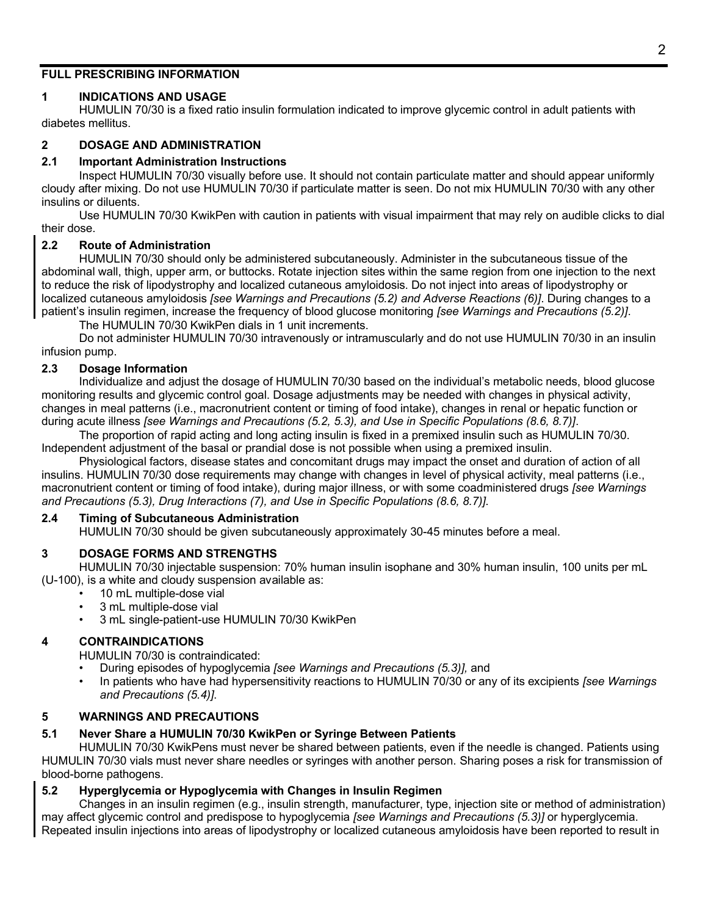## FULL PRESCRIBING INFORMATION

### 1 INDICATIONS AND USAGE

HUMULIN 70/30 is a fixed ratio insulin formulation indicated to improve glycemic control in adult patients with diabetes mellitus.

### 2 DOSAGE AND ADMINISTRATION

#### 2.1 Important Administration Instructions

Inspect HUMULIN 70/30 visually before use. It should not contain particulate matter and should appear uniformly cloudy after mixing. Do not use HUMULIN 70/30 if particulate matter is seen. Do not mix HUMULIN 70/30 with any other insulins or diluents.

Use HUMULIN 70/30 KwikPen with caution in patients with visual impairment that may rely on audible clicks to dial their dose.

#### 2.2 Route of Administration

HUMULIN 70/30 should only be administered subcutaneously. Administer in the subcutaneous tissue of the abdominal wall, thigh, upper arm, or buttocks. Rotate injection sites within the same region from one injection to the next to reduce the risk of lipodystrophy and localized cutaneous amyloidosis. Do not inject into areas of lipodystrophy or localized cutaneous amyloidosis *[see Warnings and Precautions (5.2) and Adverse Reactions (6)]*. During changes to a patient's insulin regimen, increase the frequency of blood glucose monitoring *[see Warnings and Precautions (5.2)]*.

The HUMULIN 70/30 KwikPen dials in 1 unit increments.

Do not administer HUMULIN 70/30 intravenously or intramuscularly and do not use HUMULIN 70/30 in an insulin infusion pump.

#### 2.3 Dosage Information

Individualize and adjust the dosage of HUMULIN 70/30 based on the individual's metabolic needs, blood glucose monitoring results and glycemic control goal. Dosage adjustments may be needed with changes in physical activity, changes in meal patterns (i.e., macronutrient content or timing of food intake), changes in renal or hepatic function or during acute illness *[see Warnings and Precautions (5.2, 5.3), and Use in Specific Populations (8.6, 8.7)]*.

The proportion of rapid acting and long acting insulin is fixed in a premixed insulin such as HUMULIN 70/30. Independent adjustment of the basal or prandial dose is not possible when using a premixed insulin.

Physiological factors, disease states and concomitant drugs may impact the onset and duration of action of all insulins. HUMULIN 70/30 dose requirements may change with changes in level of physical activity, meal patterns (i.e., macronutrient content or timing of food intake), during major illness, or with some coadministered drugs *[see Warnings and Precautions (5.3), Drug Interactions (7), and Use in Specific Populations (8.6, 8.7)]*.

#### 2.4 Timing of Subcutaneous Administration

HUMULIN 70/30 should be given subcutaneously approximately 30-45 minutes before a meal.

### 3 DOSAGE FORMS AND STRENGTHS

HUMULIN 70/30 injectable suspension: 70% human insulin isophane and 30% human insulin, 100 units per mL (U-100), is a white and cloudy suspension available as:

- 10 mL multiple-dose vial
- 3 mL multiple-dose vial
- 3 mL single-patient-use HUMULIN 70/30 KwikPen

### 4 CONTRAINDICATIONS

HUMULIN 70/30 is contraindicated:

- During episodes of hypoglycemia *[see Warnings and Precautions (5.3)],* and
- In patients who have had hypersensitivity reactions to HUMULIN 70/30 or any of its excipients *[see Warnings and Precautions (5.4)]*.

### 5 WARNINGS AND PRECAUTIONS

#### 5.1 Never Share a HUMULIN 70/30 KwikPen or Syringe Between Patients

HUMULIN 70/30 KwikPens must never be shared between patients, even if the needle is changed. Patients using HUMULIN 70/30 vials must never share needles or syringes with another person. Sharing poses a risk for transmission of blood-borne pathogens.

#### 5.2 Hyperglycemia or Hypoglycemia with Changes in Insulin Regimen

Changes in an insulin regimen (e.g., insulin strength, manufacturer, type, injection site or method of administration) may affect glycemic control and predispose to hypoglycemia *[see Warnings and Precautions (5.3)]* or hyperglycemia. Repeated insulin injections into areas of lipodystrophy or localized cutaneous amyloidosis have been reported to result in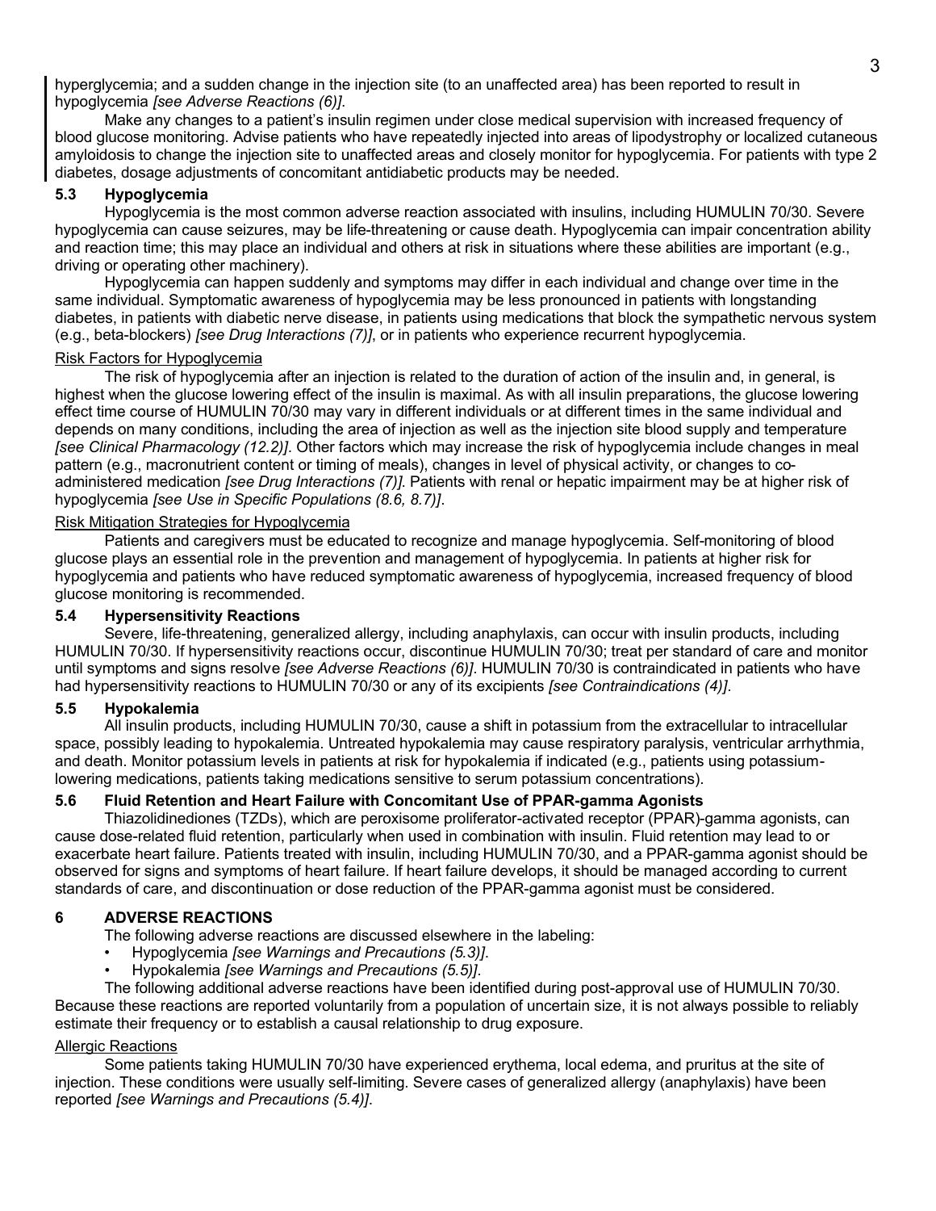hyperglycemia; and a sudden change in the injection site (to an unaffected area) has been reported to result in hypoglycemia *[see Adverse Reactions (6)]*.

Make any changes to a patient's insulin regimen under close medical supervision with increased frequency of blood glucose monitoring. Advise patients who have repeatedly injected into areas of lipodystrophy or localized cutaneous amyloidosis to change the injection site to unaffected areas and closely monitor for hypoglycemia. For patients with type 2 diabetes, dosage adjustments of concomitant antidiabetic products may be needed.

### 5.3 Hypoglycemia

Hypoglycemia is the most common adverse reaction associated with insulins, including HUMULIN 70/30. Severe hypoglycemia can cause seizures, may be life-threatening or cause death. Hypoglycemia can impair concentration ability and reaction time; this may place an individual and others at risk in situations where these abilities are important (e.g., driving or operating other machinery).

Hypoglycemia can happen suddenly and symptoms may differ in each individual and change over time in the same individual. Symptomatic awareness of hypoglycemia may be less pronounced in patients with longstanding diabetes, in patients with diabetic nerve disease, in patients using medications that block the sympathetic nervous system (e.g., beta-blockers) *[see Drug Interactions (7)]*, or in patients who experience recurrent hypoglycemia.

Risk Factors for Hypoglycemia

The risk of hypoglycemia after an injection is related to the duration of action of the insulin and, in general, is highest when the glucose lowering effect of the insulin is maximal. As with all insulin preparations, the glucose lowering effect time course of HUMULIN 70/30 may vary in different individuals or at different times in the same individual and depends on many conditions, including the area of injection as well as the injection site blood supply and temperature *[see Clinical Pharmacology (12.2)]*. Other factors which may increase the risk of hypoglycemia include changes in meal pattern (e.g., macronutrient content or timing of meals), changes in level of physical activity, or changes to co-administered medication *[see Drug Interactions (7)]*. Patients with renal or hepatic impairment may be at higher risk of hypoglycemia *[see Use in Specific Populations (8.6, 8.7)]*.

Risk Mitigation Strategies for Hypoglycemia

Patients and caregivers must be educated to recognize and manage hypoglycemia. Self-monitoring of blood glucose plays an essential role in the prevention and management of hypoglycemia. In patients at higher risk for hypoglycemia and patients who have reduced symptomatic awareness of hypoglycemia, increased frequency of blood glucose monitoring is recommended.

### 5.4 Hypersensitivity Reactions

Severe, life-threatening, generalized allergy, including anaphylaxis, can occur with insulin products, including HUMULIN 70/30. If hypersensitivity reactions occur, discontinue HUMULIN 70/30; treat per standard of care and monitor until symptoms and signs resolve *[see Adverse Reactions (6)]*. HUMULIN 70/30 is contraindicated in patients who have had hypersensitivity reactions to HUMULIN 70/30 or any of its excipients *[see Contraindications (4)]*.

### 5.5 Hypokalemia

All insulin products, including HUMULIN 70/30, cause a shift in potassium from the extracellular to intracellular space, possibly leading to hypokalemia. Untreated hypokalemia may cause respiratory paralysis, ventricular arrhythmia, and death. Monitor potassium levels in patients at risk for hypokalemia if indicated (e.g., patients using potassium-lowering medications, patients taking medications sensitive to serum potassium concentrations).

### 5.6 Fluid Retention and Heart Failure with Concomitant Use of PPAR-gamma Agonists

Thiazolidinediones (TZDs), which are peroxisome proliferator-activated receptor (PPAR)-gamma agonists, can cause dose-related fluid retention, particularly when used in combination with insulin. Fluid retention may lead to or exacerbate heart failure. Patients treated with insulin, including HUMULIN 70/30, and a PPAR-gamma agonist should be observed for signs and symptoms of heart failure. If heart failure develops, it should be managed according to current standards of care, and discontinuation or dose reduction of the PPAR-gamma agonist must be considered.

## 6 ADVERSE REACTIONS

The following adverse reactions are discussed elsewhere in the labeling:

- Hypoglycemia *[see Warnings and Precautions (5.3)]*.
- Hypokalemia *[see Warnings and Precautions (5.5)]*.

The following additional adverse reactions have been identified during post-approval use of HUMULIN 70/30. Because these reactions are reported voluntarily from a population of uncertain size, it is not always possible to reliably estimate their frequency or to establish a causal relationship to drug exposure.

Allergic Reactions

Some patients taking HUMULIN 70/30 have experienced erythema, local edema, and pruritus at the site of injection. These conditions were usually self-limiting. Severe cases of generalized allergy (anaphylaxis) have been reported *[see Warnings and Precautions (5.4)]*.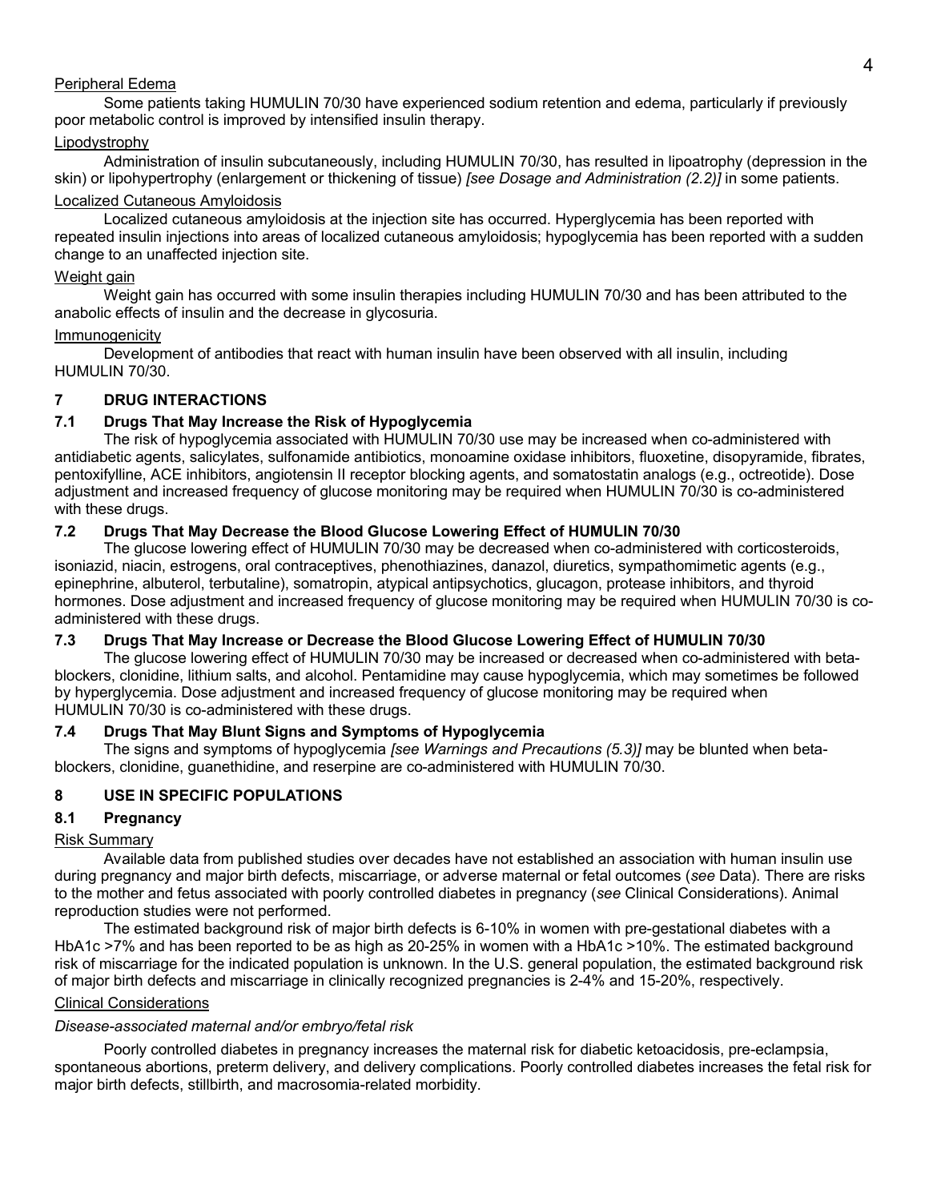Peripheral Edema

Some patients taking HUMULIN 70/30 have experienced sodium retention and edema, particularly if previously poor metabolic control is improved by intensified insulin therapy.

Lipodystrophy

Administration of insulin subcutaneously, including HUMULIN 70/30, has resulted in lipoatrophy (depression in the skin) or lipohypertrophy (enlargement or thickening of tissue) *[see Dosage and Administration (2.2)]* in some patients.

Localized Cutaneous Amyloidosis

Localized cutaneous amyloidosis at the injection site has occurred. Hyperglycemia has been reported with repeated insulin injections into areas of localized cutaneous amyloidosis; hypoglycemia has been reported with a sudden change to an unaffected injection site.

Weight gain

Weight gain has occurred with some insulin therapies including HUMULIN 70/30 and has been attributed to the anabolic effects of insulin and the decrease in glycosuria.

Immunogenicity

Development of antibodies that react with human insulin have been observed with all insulin, including HUMULIN 70/30.

## 7 DRUG INTERACTIONS

### 7.1 Drugs That May Increase the Risk of Hypoglycemia

The risk of hypoglycemia associated with HUMULIN 70/30 use may be increased when co-administered with antidiabetic agents, salicylates, sulfonamide antibiotics, monoamine oxidase inhibitors, fluoxetine, disopyramide, fibrates, pentoxifylline, ACE inhibitors, angiotensin II receptor blocking agents, and somatostatin analogs (e.g., octreotide). Dose adjustment and increased frequency of glucose monitoring may be required when HUMULIN 70/30 is co-administered with these drugs.

### 7.2 Drugs That May Decrease the Blood Glucose Lowering Effect of HUMULIN 70/30

The glucose lowering effect of HUMULIN 70/30 may be decreased when co-administered with corticosteroids, isoniazid, niacin, estrogens, oral contraceptives, phenothiazines, danazol, diuretics, sympathomimetic agents (e.g., epinephrine, albuterol, terbutaline), somatropin, atypical antipsychotics, glucagon, protease inhibitors, and thyroid hormones. Dose adjustment and increased frequency of glucose monitoring may be required when HUMULIN 70/30 is co-administered with these drugs.

### 7.3 Drugs That May Increase or Decrease the Blood Glucose Lowering Effect of HUMULIN 70/30

The glucose lowering effect of HUMULIN 70/30 may be increased or decreased when co-administered with beta-blockers, clonidine, lithium salts, and alcohol. Pentamidine may cause hypoglycemia, which may sometimes be followed by hyperglycemia. Dose adjustment and increased frequency of glucose monitoring may be required when HUMULIN 70/30 is co-administered with these drugs.

### 7.4 Drugs That May Blunt Signs and Symptoms of Hypoglycemia

The signs and symptoms of hypoglycemia *[see Warnings and Precautions (5.3)]* may be blunted when beta-blockers, clonidine, guanethidine, and reserpine are co-administered with HUMULIN 70/30.

## 8 USE IN SPECIFIC POPULATIONS

### 8.1 Pregnancy

Risk Summary

Available data from published studies over decades have not established an association with human insulin use during pregnancy and major birth defects, miscarriage, or adverse maternal or fetal outcomes (*see* Data). There are risks to the mother and fetus associated with poorly controlled diabetes in pregnancy (*see* Clinical Considerations). Animal reproduction studies were not performed.

The estimated background risk of major birth defects is 6-10% in women with pre-gestational diabetes with a HbA1c >7% and has been reported to be as high as 20-25% in women with a HbA1c >10%. The estimated background risk of miscarriage for the indicated population is unknown. In the U.S. general population, the estimated background risk of major birth defects and miscarriage in clinically recognized pregnancies is 2-4% and 15-20%, respectively.

Clinical Considerations

*Disease-associated maternal and/or embryo/fetal risk*

Poorly controlled diabetes in pregnancy increases the maternal risk for diabetic ketoacidosis, pre-eclampsia, spontaneous abortions, preterm delivery, and delivery complications. Poorly controlled diabetes increases the fetal risk for major birth defects, stillbirth, and macrosomia-related morbidity.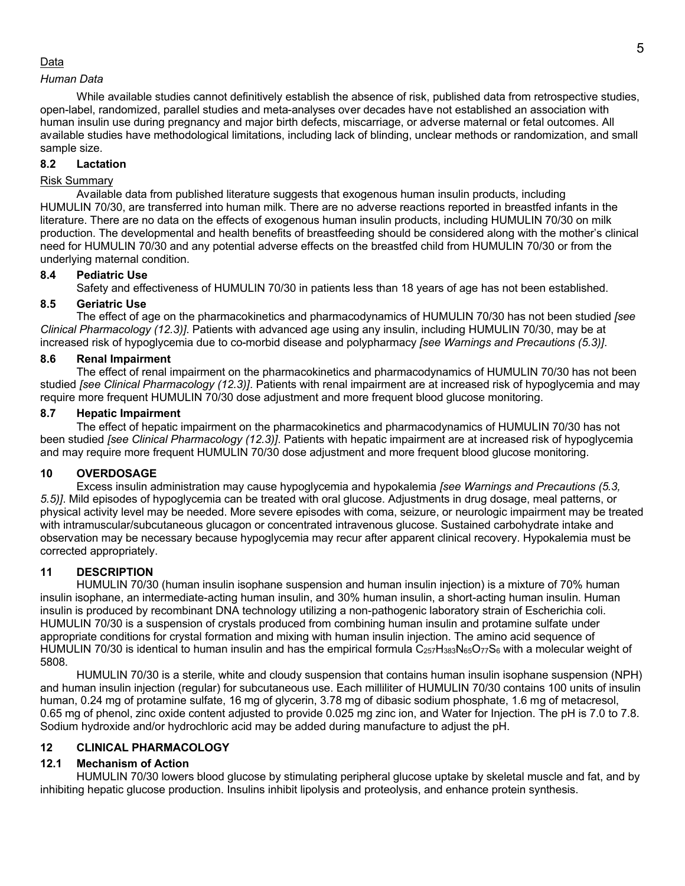Data

*Human Data*

While available studies cannot definitively establish the absence of risk, published data from retrospective studies, open-label, randomized, parallel studies and meta-analyses over decades have not established an association with human insulin use during pregnancy and major birth defects, miscarriage, or adverse maternal or fetal outcomes. All available studies have methodological limitations, including lack of blinding, unclear methods or randomization, and small sample size.

### 8.2 Lactation

Risk Summary

Available data from published literature suggests that exogenous human insulin products, including HUMULIN 70/30, are transferred into human milk. There are no adverse reactions reported in breastfed infants in the literature. There are no data on the effects of exogenous human insulin products, including HUMULIN 70/30 on milk production. The developmental and health benefits of breastfeeding should be considered along with the mother's clinical need for HUMULIN 70/30 and any potential adverse effects on the breastfed child from HUMULIN 70/30 or from the underlying maternal condition.

### 8.4 Pediatric Use

Safety and effectiveness of HUMULIN 70/30 in patients less than 18 years of age has not been established.

### 8.5 Geriatric Use

The effect of age on the pharmacokinetics and pharmacodynamics of HUMULIN 70/30 has not been studied *[see Clinical Pharmacology (12.3)]*. Patients with advanced age using any insulin, including HUMULIN 70/30, may be at increased risk of hypoglycemia due to co-morbid disease and polypharmacy *[see Warnings and Precautions (5.3)]*.

### 8.6 Renal Impairment

The effect of renal impairment on the pharmacokinetics and pharmacodynamics of HUMULIN 70/30 has not been studied *[see Clinical Pharmacology (12.3)]*. Patients with renal impairment are at increased risk of hypoglycemia and may require more frequent HUMULIN 70/30 dose adjustment and more frequent blood glucose monitoring.

### 8.7 Hepatic Impairment

The effect of hepatic impairment on the pharmacokinetics and pharmacodynamics of HUMULIN 70/30 has not been studied *[see Clinical Pharmacology (12.3)]*. Patients with hepatic impairment are at increased risk of hypoglycemia and may require more frequent HUMULIN 70/30 dose adjustment and more frequent blood glucose monitoring.

## 10 OVERDOSAGE

Excess insulin administration may cause hypoglycemia and hypokalemia *[see Warnings and Precautions (5.3, 5.5)]*. Mild episodes of hypoglycemia can be treated with oral glucose. Adjustments in drug dosage, meal patterns, or physical activity level may be needed. More severe episodes with coma, seizure, or neurologic impairment may be treated with intramuscular/subcutaneous glucagon or concentrated intravenous glucose. Sustained carbohydrate intake and observation may be necessary because hypoglycemia may recur after apparent clinical recovery. Hypokalemia must be corrected appropriately.

## 11 DESCRIPTION

HUMULIN 70/30 (human insulin isophane suspension and human insulin injection) is a mixture of 70% human insulin isophane, an intermediate-acting human insulin, and 30% human insulin, a short-acting human insulin. Human insulin is produced by recombinant DNA technology utilizing a non-pathogenic laboratory strain of Escherichia coli. HUMULIN 70/30 is a suspension of crystals produced from combining human insulin and protamine sulfate under appropriate conditions for crystal formation and mixing with human insulin injection. The amino acid sequence of HUMULIN 70/30 is identical to human insulin and has the empirical formula $C_{257}H_{383}N_{65}O_{77}S_6$ with a molecular weight of 5808.

HUMULIN 70/30 is a sterile, white and cloudy suspension that contains human insulin isophane suspension (NPH) and human insulin injection (regular) for subcutaneous use. Each milliliter of HUMULIN 70/30 contains 100 units of insulin human, 0.24 mg of protamine sulfate, 16 mg of glycerin, 3.78 mg of dibasic sodium phosphate, 1.6 mg of metacresol, 0.65 mg of phenol, zinc oxide content adjusted to provide 0.025 mg zinc ion, and Water for Injection. The pH is 7.0 to 7.8. Sodium hydroxide and/or hydrochloric acid may be added during manufacture to adjust the pH.

## 12 CLINICAL PHARMACOLOGY

### 12.1 Mechanism of Action

HUMULIN 70/30 lowers blood glucose by stimulating peripheral glucose uptake by skeletal muscle and fat, and by inhibiting hepatic glucose production. Insulins inhibit lipolysis and proteolysis, and enhance protein synthesis.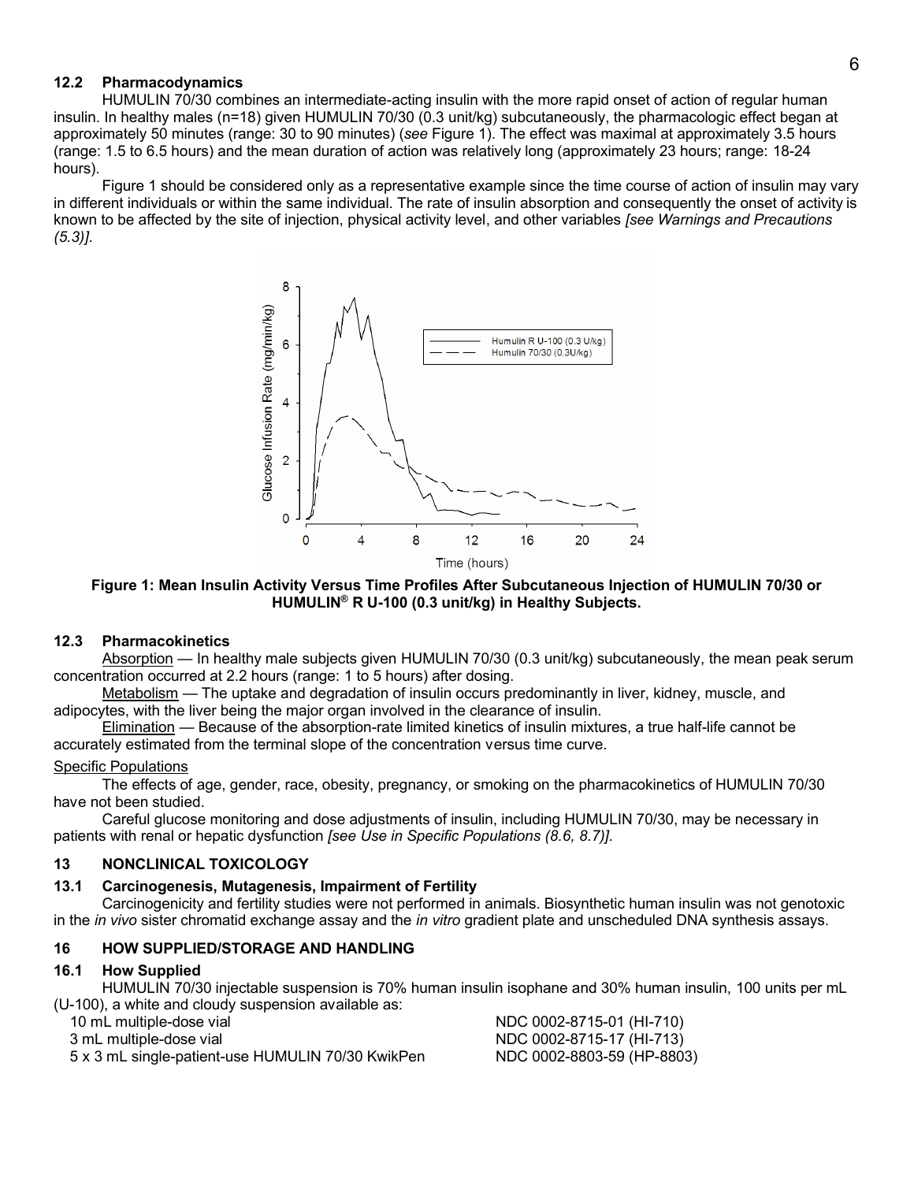### 12.2 Pharmacodynamics

HUMULIN 70/30 combines an intermediate-acting insulin with the more rapid onset of action of regular human insulin. In healthy males (n=18) given HUMULIN 70/30 (0.3 unit/kg) subcutaneously, the pharmacologic effect began at approximately 50 minutes (range: 30 to 90 minutes) (*see* Figure 1). The effect was maximal at approximately 3.5 hours (range: 1.5 to 6.5 hours) and the mean duration of action was relatively long (approximately 23 hours; range: 18-24 hours).

Figure 1 should be considered only as a representative example since the time course of action of insulin may vary in different individuals or within the same individual. The rate of insulin absorption and consequently the onset of activity is known to be affected by the site of injection, physical activity level, and other variables *[see Warnings and Precautions (5.3)]*.

**Figure 1: Mean Insulin Activity Versus Time Profiles After Subcutaneous Injection of HUMULIN 70/30 or HUMULIN® R U-100 (0.3 unit/kg) in Healthy Subjects.**

### 12.3 Pharmacokinetics

Absorption — In healthy male subjects given HUMULIN 70/30 (0.3 unit/kg) subcutaneously, the mean peak serum concentration occurred at 2.2 hours (range: 1 to 5 hours) after dosing.

Metabolism — The uptake and degradation of insulin occurs predominantly in liver, kidney, muscle, and adipocytes, with the liver being the major organ involved in the clearance of insulin.

Elimination — Because of the absorption-rate limited kinetics of insulin mixtures, a true half-life cannot be accurately estimated from the terminal slope of the concentration versus time curve.

Specific Populations

The effects of age, gender, race, obesity, pregnancy, or smoking on the pharmacokinetics of HUMULIN 70/30 have not been studied.

Careful glucose monitoring and dose adjustments of insulin, including HUMULIN 70/30, may be necessary in patients with renal or hepatic dysfunction *[see Use in Specific Populations (8.6, 8.7)]*.

## 13 NONCLINICAL TOXICOLOGY

### 13.1 Carcinogenesis, Mutagenesis, Impairment of Fertility

Carcinogenicity and fertility studies were not performed in animals. Biosynthetic human insulin was not genotoxic in the *in vivo* sister chromatid exchange assay and the *in vitro* gradient plate and unscheduled DNA synthesis assays.

## 16 HOW SUPPLIED/STORAGE AND HANDLING

### 16.1 How Supplied

HUMULIN 70/30 injectable suspension is 70% human insulin isophane and 30% human insulin, 100 units per mL (U-100), a white and cloudy suspension available as:

| | |
|---|---|
| 10 mL multiple-dose vial | NDC 0002-8715-01 (HI-710) |
| 3 mL multiple-dose vial | NDC 0002-8715-17 (HI-713) |
| 5 x 3 mL single-patient-use HUMULIN 70/30 KwikPen | NDC 0002-8803-59 (HP-8803) |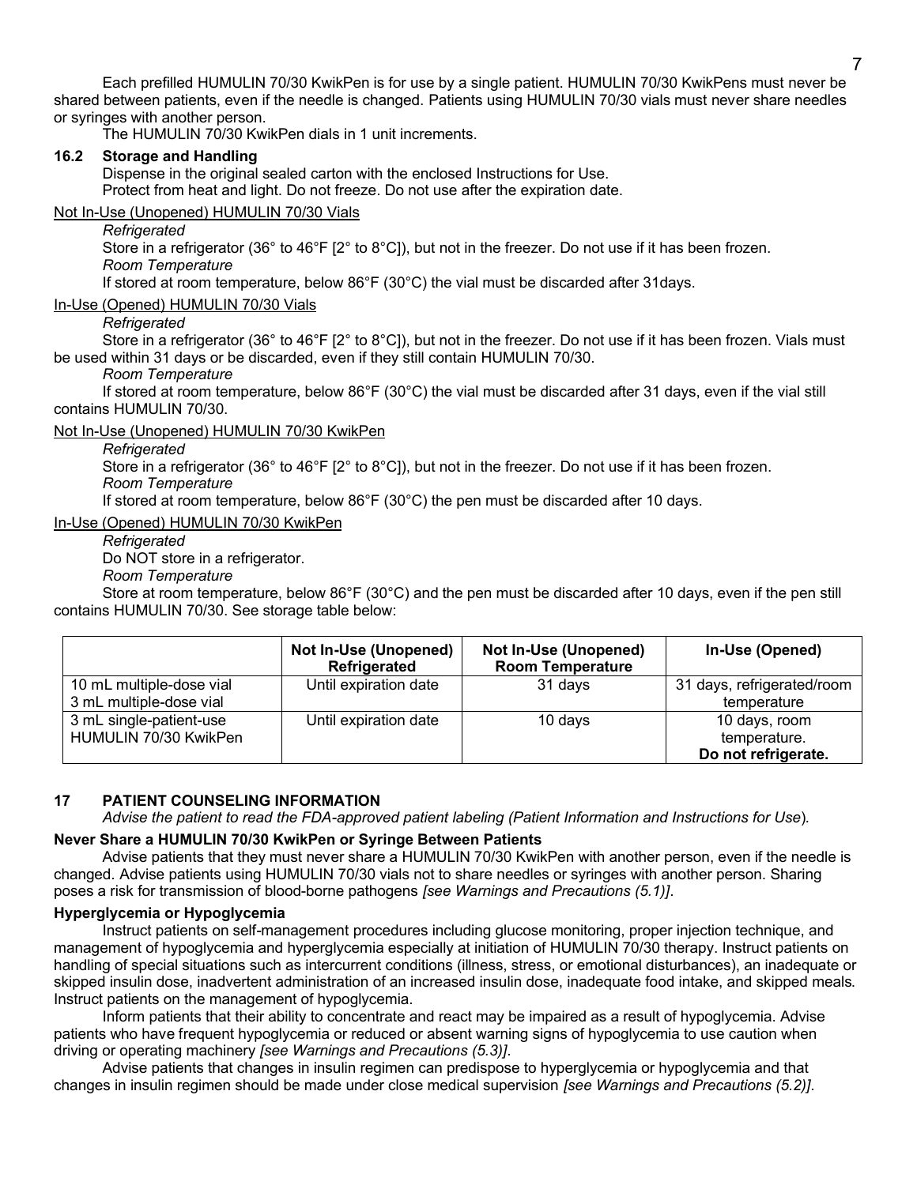Each prefilled HUMULIN 70/30 KwikPen is for use by a single patient. HUMULIN 70/30 KwikPens must never be shared between patients, even if the needle is changed. Patients using HUMULIN 70/30 vials must never share needles or syringes with another person.

The HUMULIN 70/30 KwikPen dials in 1 unit increments.

### 16.2 Storage and Handling

Dispense in the original sealed carton with the enclosed Instructions for Use.

Protect from heat and light. Do not freeze. Do not use after the expiration date.

Not In-Use (Unopened) HUMULIN 70/30 Vials

*Refrigerated*

Store in a refrigerator (36° to 46°F [2° to 8°C]), but not in the freezer. Do not use if it has been frozen.

*Room Temperature*

If stored at room temperature, below 86°F (30°C) the vial must be discarded after 31days.

In-Use (Opened) HUMULIN 70/30 Vials

*Refrigerated*

Store in a refrigerator (36° to 46°F [2° to 8°C]), but not in the freezer. Do not use if it has been frozen. Vials must be used within 31 days or be discarded, even if they still contain HUMULIN 70/30.

*Room Temperature*

If stored at room temperature, below 86°F (30°C) the vial must be discarded after 31 days, even if the vial still contains HUMULIN 70/30.

Not In-Use (Unopened) HUMULIN 70/30 KwikPen

*Refrigerated*

Store in a refrigerator (36° to 46°F [2° to 8°C]), but not in the freezer. Do not use if it has been frozen.

*Room Temperature*

If stored at room temperature, below 86°F (30°C) the pen must be discarded after 10 days.

In-Use (Opened) HUMULIN 70/30 KwikPen

*Refrigerated*

Do NOT store in a refrigerator.

*Room Temperature*

Store at room temperature, below 86°F (30°C) and the pen must be discarded after 10 days, even if the pen still contains HUMULIN 70/30. See storage table below:

| | **Not In-Use (Unopened) Refrigerated** | **Not In-Use (Unopened) Room Temperature** | **In-Use (Opened)** |
|---|---|---|---|
| 10 mL multiple-dose vial<br>3 mL multiple-dose vial | Until expiration date | 31 days | 31 days, refrigerated/room temperature |
| 3 mL single-patient-use HUMULIN 70/30 KwikPen | Until expiration date | 10 days | 10 days, room temperature. **Do not refrigerate.** |

## 17 PATIENT COUNSELING INFORMATION

*Advise the patient to read the FDA-approved patient labeling (Patient Information and Instructions for Use*).

**Never Share a HUMULIN 70/30 KwikPen or Syringe Between Patients**

Advise patients that they must never share a HUMULIN 70/30 KwikPen with another person, even if the needle is changed. Advise patients using HUMULIN 70/30 vials not to share needles or syringes with another person. Sharing poses a risk for transmission of blood-borne pathogens *[see Warnings and Precautions (5.1)]*.

**Hyperglycemia or Hypoglycemia**

Instruct patients on self-management procedures including glucose monitoring, proper injection technique, and management of hypoglycemia and hyperglycemia especially at initiation of HUMULIN 70/30 therapy. Instruct patients on handling of special situations such as intercurrent conditions (illness, stress, or emotional disturbances), an inadequate or skipped insulin dose, inadvertent administration of an increased insulin dose, inadequate food intake, and skipped meals. Instruct patients on the management of hypoglycemia.

Inform patients that their ability to concentrate and react may be impaired as a result of hypoglycemia. Advise patients who have frequent hypoglycemia or reduced or absent warning signs of hypoglycemia to use caution when driving or operating machinery *[see Warnings and Precautions (5.3)]*.

Advise patients that changes in insulin regimen can predispose to hyperglycemia or hypoglycemia and that changes in insulin regimen should be made under close medical supervision *[see Warnings and Precautions (5.2)]*.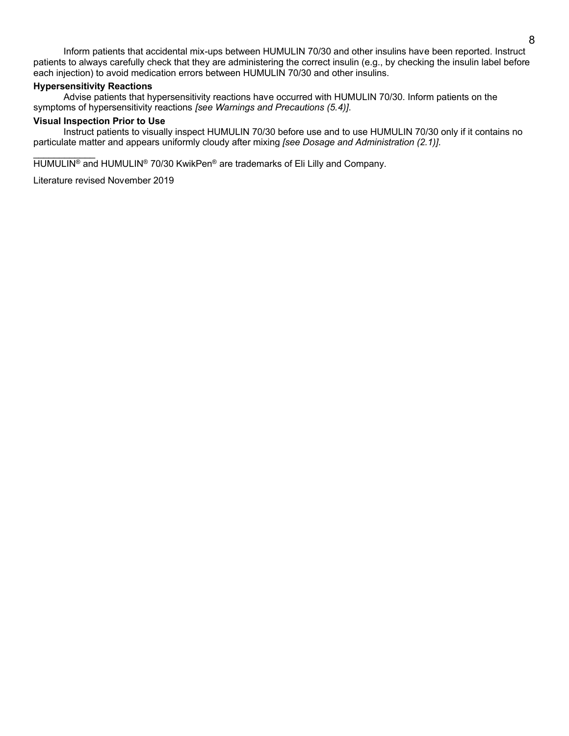Inform patients that accidental mix-ups between HUMULIN 70/30 and other insulins have been reported. Instruct patients to always carefully check that they are administering the correct insulin (e.g., by checking the insulin label before each injection) to avoid medication errors between HUMULIN 70/30 and other insulins.

**Hypersensitivity Reactions**

Advise patients that hypersensitivity reactions have occurred with HUMULIN 70/30. Inform patients on the symptoms of hypersensitivity reactions *[see Warnings and Precautions (5.4)]*.

**Visual Inspection Prior to Use**

Instruct patients to visually inspect HUMULIN 70/30 before use and to use HUMULIN 70/30 only if it contains no particulate matter and appears uniformly cloudy after mixing *[see Dosage and Administration (2.1)]*.

---

HUMULIN® and HUMULIN® 70/30 KwikPen® are trademarks of Eli Lilly and Company.

Literature revised November 2019